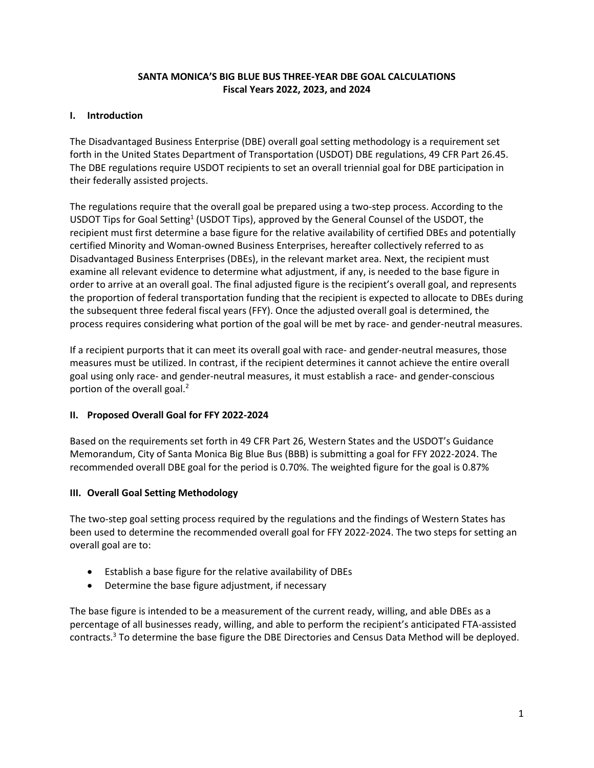**SANTA MONICA'S BIG BLUE BUS THREE-YEAR DBE GOAL CALCULATIONS**
**Fiscal Years 2022, 2023, and 2024**

## I. Introduction

The Disadvantaged Business Enterprise (DBE) overall goal setting methodology is a requirement set forth in the United States Department of Transportation (USDOT) DBE regulations, 49 CFR Part 26.45. The DBE regulations require USDOT recipients to set an overall triennial goal for DBE participation in their federally assisted projects.

The regulations require that the overall goal be prepared using a two-step process. According to the USDOT Tips for Goal Setting[1] (USDOT Tips), approved by the General Counsel of the USDOT, the recipient must first determine a base figure for the relative availability of certified DBEs and potentially certified Minority and Woman-owned Business Enterprises, hereafter collectively referred to as Disadvantaged Business Enterprises (DBEs), in the relevant market area. Next, the recipient must examine all relevant evidence to determine what adjustment, if any, is needed to the base figure in order to arrive at an overall goal. The final adjusted figure is the recipient's overall goal, and represents the proportion of federal transportation funding that the recipient is expected to allocate to DBEs during the subsequent three federal fiscal years (FFY). Once the adjusted overall goal is determined, the process requires considering what portion of the goal will be met by race- and gender-neutral measures.

If a recipient purports that it can meet its overall goal with race- and gender-neutral measures, those measures must be utilized. In contrast, if the recipient determines it cannot achieve the entire overall goal using only race- and gender-neutral measures, it must establish a race- and gender-conscious portion of the overall goal.[2]

## II. Proposed Overall Goal for FFY 2022-2024

Based on the requirements set forth in 49 CFR Part 26, Western States and the USDOT's Guidance Memorandum, City of Santa Monica Big Blue Bus (BBB) is submitting a goal for FFY 2022-2024. The recommended overall DBE goal for the period is 0.70%. The weighted figure for the goal is 0.87%

## III. Overall Goal Setting Methodology

The two-step goal setting process required by the regulations and the findings of Western States has been used to determine the recommended overall goal for FFY 2022-2024. The two steps for setting an overall goal are to:

- Establish a base figure for the relative availability of DBEs
- Determine the base figure adjustment, if necessary

The base figure is intended to be a measurement of the current ready, willing, and able DBEs as a percentage of all businesses ready, willing, and able to perform the recipient's anticipated FTA-assisted contracts.[3] To determine the base figure the DBE Directories and Census Data Method will be deployed.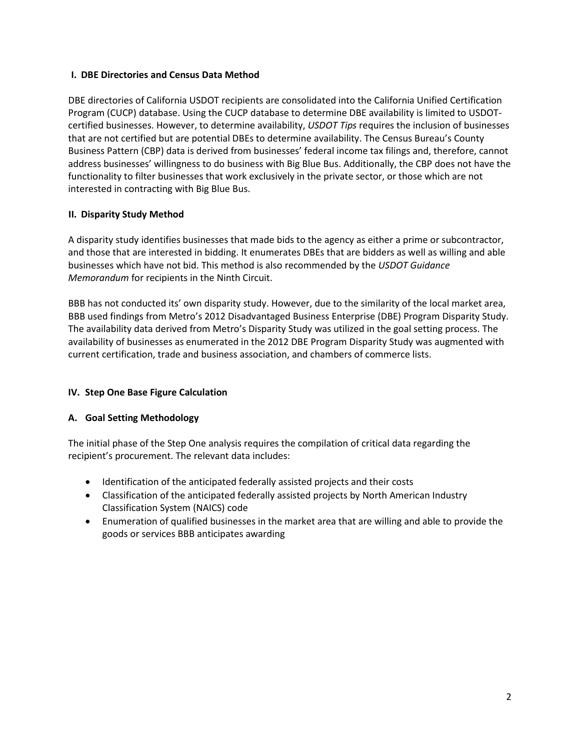## I. DBE Directories and Census Data Method

DBE directories of California USDOT recipients are consolidated into the California Unified Certification Program (CUCP) database. Using the CUCP database to determine DBE availability is limited to USDOT-certified businesses. However, to determine availability, *USDOT Tips* requires the inclusion of businesses that are not certified but are potential DBEs to determine availability. The Census Bureau's County Business Pattern (CBP) data is derived from businesses' federal income tax filings and, therefore, cannot address businesses' willingness to do business with Big Blue Bus. Additionally, the CBP does not have the functionality to filter businesses that work exclusively in the private sector, or those which are not interested in contracting with Big Blue Bus.

## II. Disparity Study Method

A disparity study identifies businesses that made bids to the agency as either a prime or subcontractor, and those that are interested in bidding. It enumerates DBEs that are bidders as well as willing and able businesses which have not bid. This method is also recommended by the *USDOT Guidance Memorandum* for recipients in the Ninth Circuit.

BBB has not conducted its' own disparity study. However, due to the similarity of the local market area, BBB used findings from Metro's 2012 Disadvantaged Business Enterprise (DBE) Program Disparity Study. The availability data derived from Metro's Disparity Study was utilized in the goal setting process. The availability of businesses as enumerated in the 2012 DBE Program Disparity Study was augmented with current certification, trade and business association, and chambers of commerce lists.

## IV. Step One Base Figure Calculation

### A. Goal Setting Methodology

The initial phase of the Step One analysis requires the compilation of critical data regarding the recipient's procurement. The relevant data includes:

- Identification of the anticipated federally assisted projects and their costs
- Classification of the anticipated federally assisted projects by North American Industry Classification System (NAICS) code
- Enumeration of qualified businesses in the market area that are willing and able to provide the goods or services BBB anticipates awarding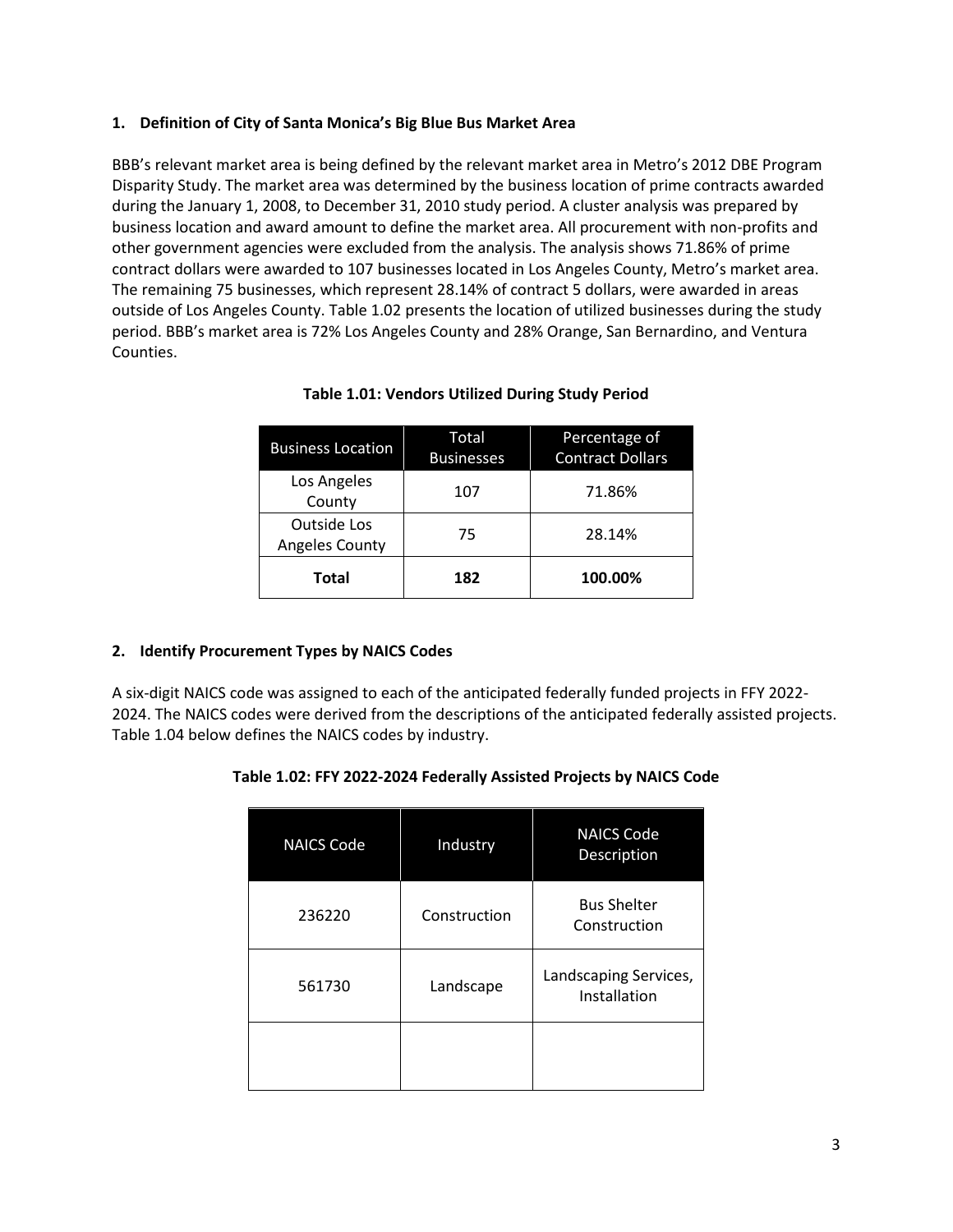## 1. Definition of City of Santa Monica's Big Blue Bus Market Area

BBB's relevant market area is being defined by the relevant market area in Metro's 2012 DBE Program Disparity Study. The market area was determined by the business location of prime contracts awarded during the January 1, 2008, to December 31, 2010 study period. A cluster analysis was prepared by business location and award amount to define the market area. All procurement with non-profits and other government agencies were excluded from the analysis. The analysis shows 71.86% of prime contract dollars were awarded to 107 businesses located in Los Angeles County, Metro's market area. The remaining 75 businesses, which represent 28.14% of contract 5 dollars, were awarded in areas outside of Los Angeles County. Table 1.02 presents the location of utilized businesses during the study period. BBB's market area is 72% Los Angeles County and 28% Orange, San Bernardino, and Ventura Counties.

**Table 1.01: Vendors Utilized During Study Period**

| Business Location | Total Businesses | Percentage of Contract Dollars |
|---|---|---|
| Los Angeles County | 107 | 71.86% |
| Outside Los Angeles County | 75 | 28.14% |
| **Total** | **182** | **100.00%** |

## 2. Identify Procurement Types by NAICS Codes

A six-digit NAICS code was assigned to each of the anticipated federally funded projects in FFY 2022-2024. The NAICS codes were derived from the descriptions of the anticipated federally assisted projects. Table 1.04 below defines the NAICS codes by industry.

**Table 1.02: FFY 2022-2024 Federally Assisted Projects by NAICS Code**

| NAICS Code | Industry | NAICS Code Description |
|---|---|---|
| 236220 | Construction | Bus Shelter Construction |
| 561730 | Landscape | Landscaping Services, Installation |
| | | |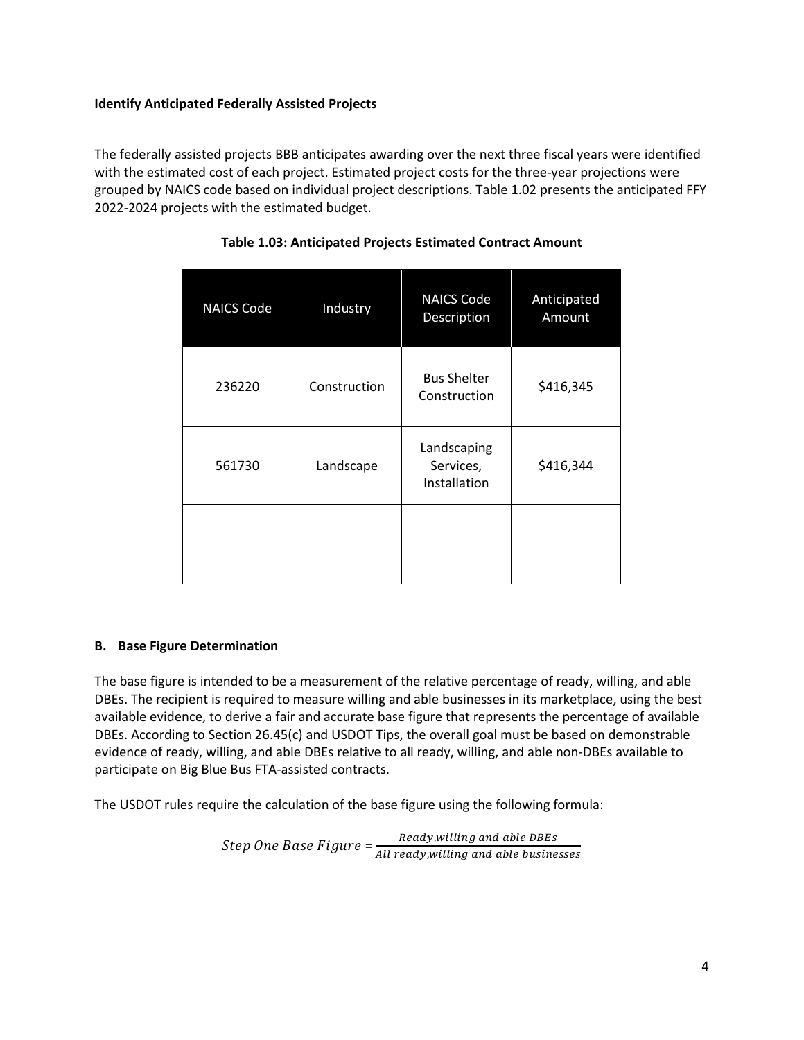**Identify Anticipated Federally Assisted Projects**

The federally assisted projects BBB anticipates awarding over the next three fiscal years were identified with the estimated cost of each project. Estimated project costs for the three-year projections were grouped by NAICS code based on individual project descriptions. Table 1.02 presents the anticipated FFY 2022-2024 projects with the estimated budget.

**Table 1.03: Anticipated Projects Estimated Contract Amount**

| NAICS Code | Industry | NAICS Code Description | Anticipated Amount |
|---|---|---|---|
| 236220 | Construction | Bus Shelter Construction | $416,345 |
| 561730 | Landscape | Landscaping Services, Installation | $416,344 |
| | | | |

**B. Base Figure Determination**

The base figure is intended to be a measurement of the relative percentage of ready, willing, and able DBEs. The recipient is required to measure willing and able businesses in its marketplace, using the best available evidence, to derive a fair and accurate base figure that represents the percentage of available DBEs. According to Section 26.45(c) and USDOT Tips, the overall goal must be based on demonstrable evidence of ready, willing, and able DBEs relative to all ready, willing, and able non-DBEs available to participate on Big Blue Bus FTA-assisted contracts.

The USDOT rules require the calculation of the base figure using the following formula:

$$Step\ One\ Base\ Figure = \frac{Ready, willing\ and\ able\ DBEs}{All\ ready, willing\ and\ able\ businesses}$$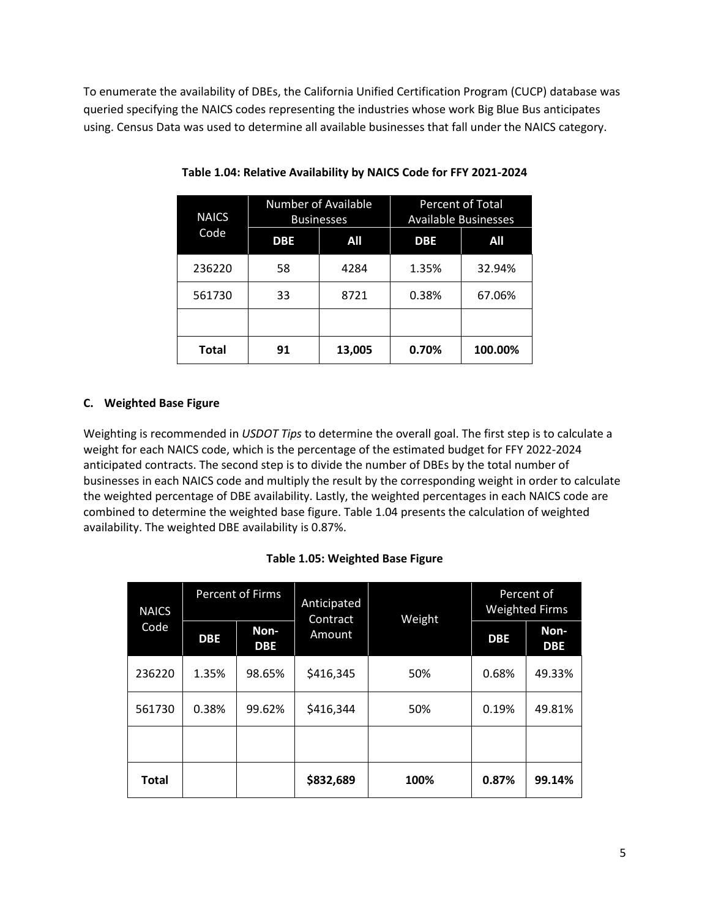To enumerate the availability of DBEs, the California Unified Certification Program (CUCP) database was queried specifying the NAICS codes representing the industries whose work Big Blue Bus anticipates using. Census Data was used to determine all available businesses that fall under the NAICS category.

**Table 1.04: Relative Availability by NAICS Code for FFY 2021-2024**

| NAICS Code | Number of Available Businesses | | Percent of Total Available Businesses | |
|---|---|---|---|---|
| | **DBE** | **All** | **DBE** | **All** |
| 236220 | 58 | 4284 | 1.35% | 32.94% |
| 561730 | 33 | 8721 | 0.38% | 67.06% |
| | | | | |
| **Total** | **91** | **13,005** | **0.70%** | **100.00%** |

### C. Weighted Base Figure

Weighting is recommended in *USDOT Tips* to determine the overall goal. The first step is to calculate a weight for each NAICS code, which is the percentage of the estimated budget for FFY 2022-2024 anticipated contracts. The second step is to divide the number of DBEs by the total number of businesses in each NAICS code and multiply the result by the corresponding weight in order to calculate the weighted percentage of DBE availability. Lastly, the weighted percentages in each NAICS code are combined to determine the weighted base figure. Table 1.04 presents the calculation of weighted availability. The weighted DBE availability is 0.87%.

**Table 1.05: Weighted Base Figure**

| NAICS Code | Percent of Firms | | Anticipated Contract Amount | Weight | Percent of Weighted Firms | |
|---|---|---|---|---|---|---|
| | **DBE** | **Non-DBE** | | | **DBE** | **Non-DBE** |
| 236220 | 1.35% | 98.65% | $416,345 | 50% | 0.68% | 49.33% |
| 561730 | 0.38% | 99.62% | $416,344 | 50% | 0.19% | 49.81% |
| | | | | | | |
| **Total** | | | **$832,689** | **100%** | **0.87%** | **99.14%** |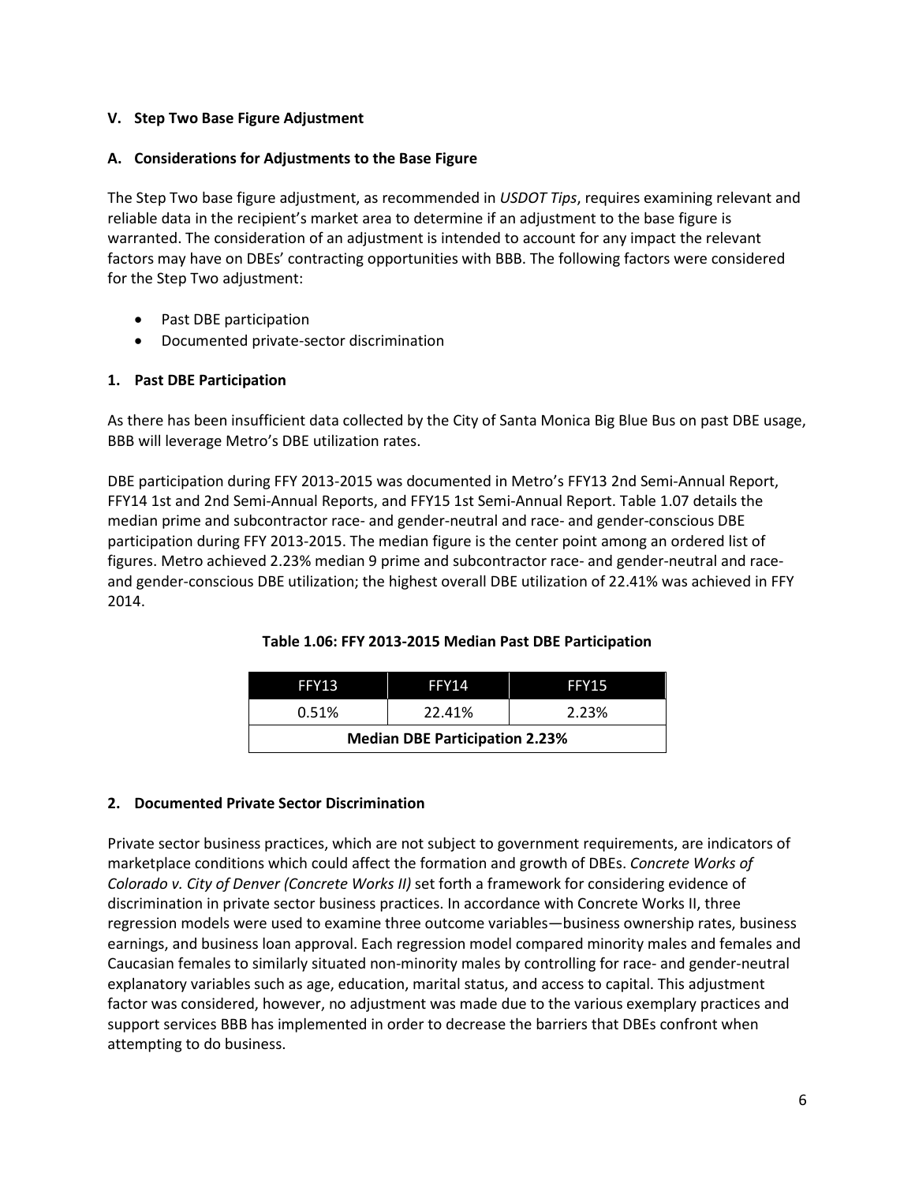### V. Step Two Base Figure Adjustment

### A. Considerations for Adjustments to the Base Figure

The Step Two base figure adjustment, as recommended in *USDOT Tips*, requires examining relevant and reliable data in the recipient's market area to determine if an adjustment to the base figure is warranted. The consideration of an adjustment is intended to account for any impact the relevant factors may have on DBEs' contracting opportunities with BBB. The following factors were considered for the Step Two adjustment:

- Past DBE participation
- Documented private-sector discrimination

#### 1. Past DBE Participation

As there has been insufficient data collected by the City of Santa Monica Big Blue Bus on past DBE usage, BBB will leverage Metro's DBE utilization rates.

DBE participation during FFY 2013-2015 was documented in Metro's FFY13 2nd Semi-Annual Report, FFY14 1st and 2nd Semi-Annual Reports, and FFY15 1st Semi-Annual Report. Table 1.07 details the median prime and subcontractor race- and gender-neutral and race- and gender-conscious DBE participation during FFY 2013-2015. The median figure is the center point among an ordered list of figures. Metro achieved 2.23% median 9 prime and subcontractor race- and gender-neutral and race- and gender-conscious DBE utilization; the highest overall DBE utilization of 22.41% was achieved in FFY 2014.

**Table 1.06: FFY 2013-2015 Median Past DBE Participation**

| FFY13 | FFY14 | FFY15 |
|---|---|---|
| 0.51% | 22.41% | 2.23% |
| **Median DBE Participation 2.23%** | | |

#### 2. Documented Private Sector Discrimination

Private sector business practices, which are not subject to government requirements, are indicators of marketplace conditions which could affect the formation and growth of DBEs. *Concrete Works of Colorado v. City of Denver (Concrete Works II)* set forth a framework for considering evidence of discrimination in private sector business practices. In accordance with Concrete Works II, three regression models were used to examine three outcome variables—business ownership rates, business earnings, and business loan approval. Each regression model compared minority males and females and Caucasian females to similarly situated non-minority males by controlling for race- and gender-neutral explanatory variables such as age, education, marital status, and access to capital. This adjustment factor was considered, however, no adjustment was made due to the various exemplary practices and support services BBB has implemented in order to decrease the barriers that DBEs confront when attempting to do business.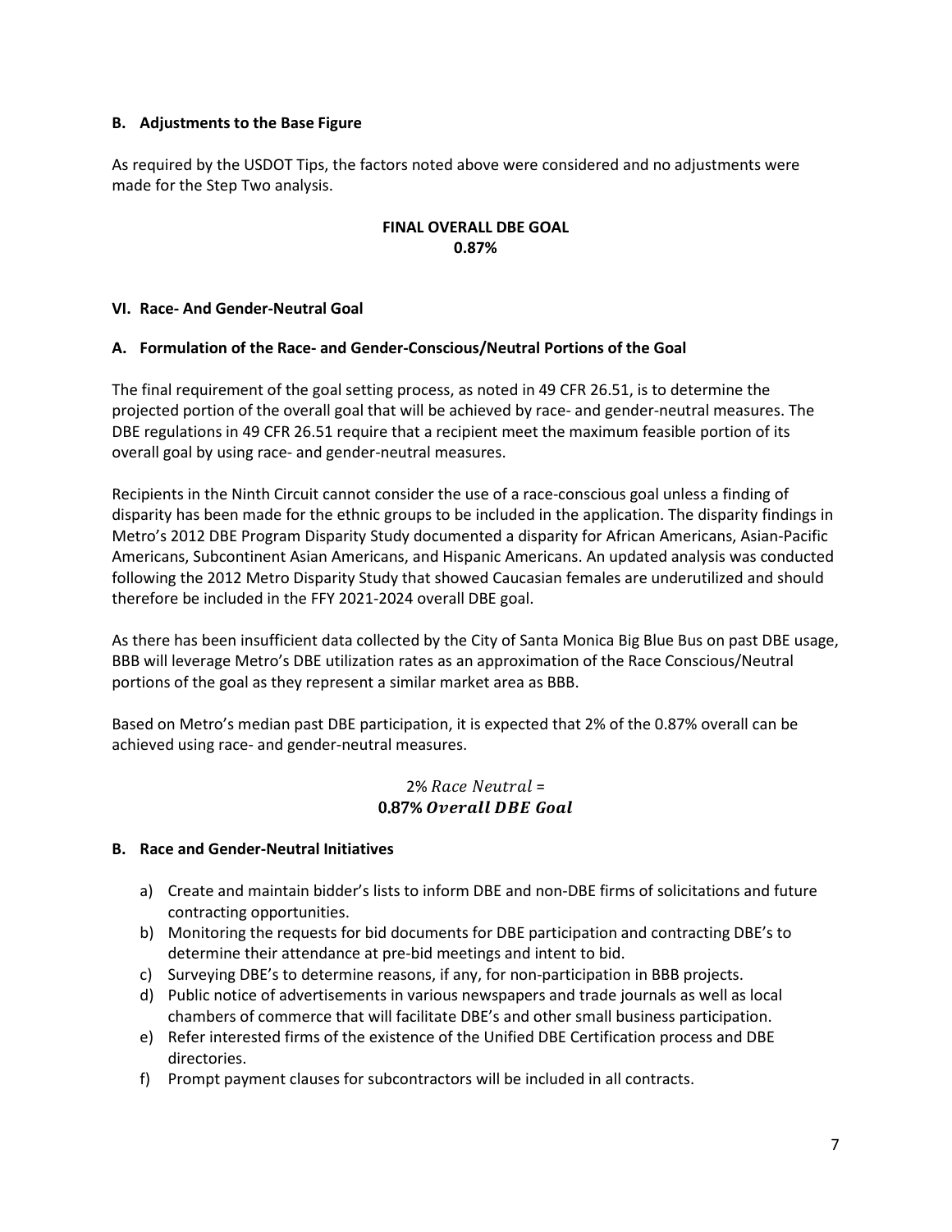### B. Adjustments to the Base Figure

As required by the USDOT Tips, the factors noted above were considered and no adjustments were made for the Step Two analysis.

**FINAL OVERALL DBE GOAL**
**0.87%**

### VI. Race- And Gender-Neutral Goal

### A. Formulation of the Race- and Gender-Conscious/Neutral Portions of the Goal

The final requirement of the goal setting process, as noted in 49 CFR 26.51, is to determine the projected portion of the overall goal that will be achieved by race- and gender-neutral measures. The DBE regulations in 49 CFR 26.51 require that a recipient meet the maximum feasible portion of its overall goal by using race- and gender-neutral measures.

Recipients in the Ninth Circuit cannot consider the use of a race-conscious goal unless a finding of disparity has been made for the ethnic groups to be included in the application. The disparity findings in Metro's 2012 DBE Program Disparity Study documented a disparity for African Americans, Asian-Pacific Americans, Subcontinent Asian Americans, and Hispanic Americans. An updated analysis was conducted following the 2012 Metro Disparity Study that showed Caucasian females are underutilized and should therefore be included in the FFY 2021-2024 overall DBE goal.

As there has been insufficient data collected by the City of Santa Monica Big Blue Bus on past DBE usage, BBB will leverage Metro's DBE utilization rates as an approximation of the Race Conscious/Neutral portions of the goal as they represent a similar market area as BBB.

Based on Metro's median past DBE participation, it is expected that 2% of the 0.87% overall can be achieved using race- and gender-neutral measures.

$$2\%\ \mathit{Race\ Neutral} =$$
$$\mathbf{0.87\%}\ \boldsymbol{Overall\ DBE\ Goal}$$

### B. Race and Gender-Neutral Initiatives

a) Create and maintain bidder's lists to inform DBE and non-DBE firms of solicitations and future contracting opportunities.
b) Monitoring the requests for bid documents for DBE participation and contracting DBE's to determine their attendance at pre-bid meetings and intent to bid.
c) Surveying DBE's to determine reasons, if any, for non-participation in BBB projects.
d) Public notice of advertisements in various newspapers and trade journals as well as local chambers of commerce that will facilitate DBE's and other small business participation.
e) Refer interested firms of the existence of the Unified DBE Certification process and DBE directories.
f) Prompt payment clauses for subcontractors will be included in all contracts.